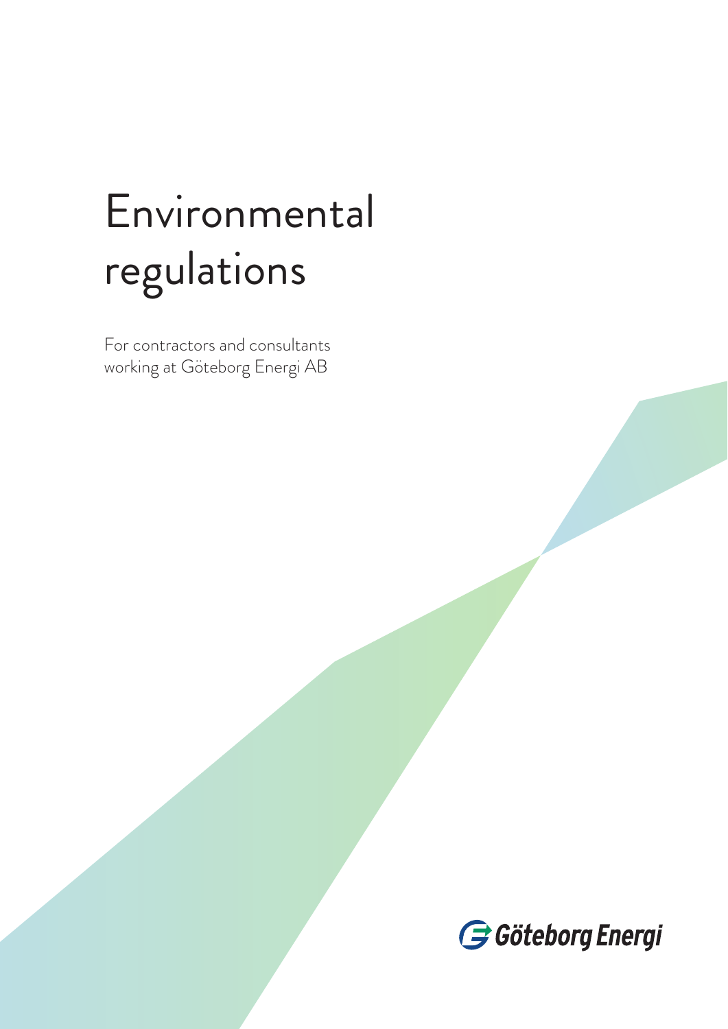# Environmental regulations

For contractors and consultants working at Göteborg Energi AB

Göteborg Energi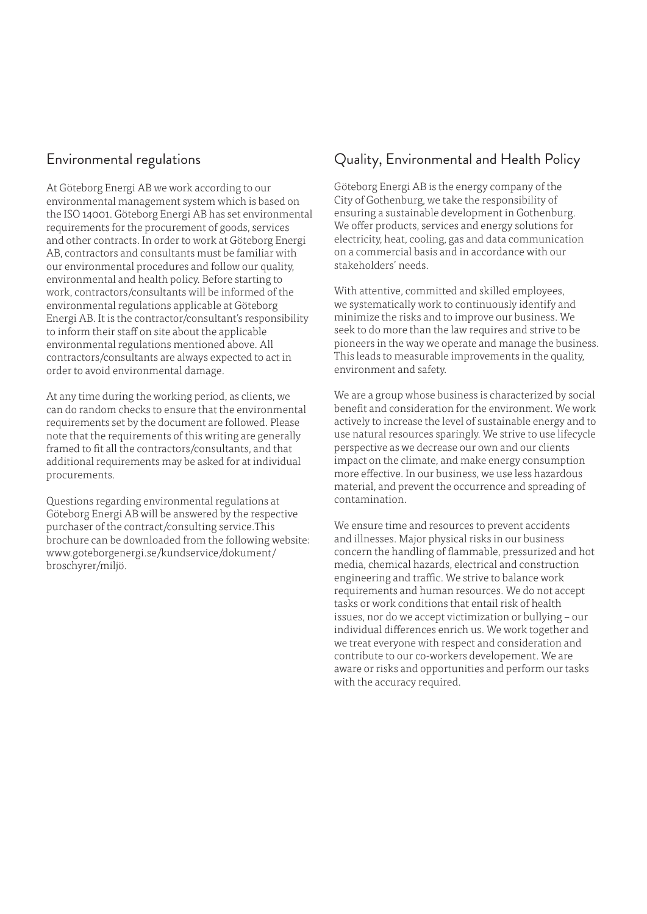## Environmental regulations

At Göteborg Energi AB we work according to our environmental management system which is based on the ISO 14001. Göteborg Energi AB has set environmental requirements for the procurement of goods, services and other contracts. In order to work at Göteborg Energi AB, contractors and consultants must be familiar with our environmental procedures and follow our quality, environmental and health policy. Before starting to work, contractors/consultants will be informed of the environmental regulations applicable at Göteborg Energi AB. It is the contractor/consultant's responsibility to inform their staff on site about the applicable environmental regulations mentioned above. All contractors/consultants are always expected to act in order to avoid environmental damage.

At any time during the working period, as clients, we can do random checks to ensure that the environmental requirements set by the document are followed. Please note that the requirements of this writing are generally framed to fit all the contractors/consultants, and that additional requirements may be asked for at individual procurements.

Questions regarding environmental regulations at Göteborg Energi AB will be answered by the respective purchaser of the contract/consulting service.This brochure can be downloaded from the following website: www.goteborgenergi.se/kundservice/dokument/broschyrer/miljö.

## Quality, Environmental and Health Policy

Göteborg Energi AB is the energy company of the City of Gothenburg, we take the responsibility of ensuring a sustainable development in Gothenburg. We offer products, services and energy solutions for electricity, heat, cooling, gas and data communication on a commercial basis and in accordance with our stakeholders' needs.

With attentive, committed and skilled employees, we systematically work to continuously identify and minimize the risks and to improve our business. We seek to do more than the law requires and strive to be pioneers in the way we operate and manage the business. This leads to measurable improvements in the quality, environment and safety.

We are a group whose business is characterized by social benefit and consideration for the environment. We work actively to increase the level of sustainable energy and to use natural resources sparingly. We strive to use lifecycle perspective as we decrease our own and our clients impact on the climate, and make energy consumption more effective. In our business, we use less hazardous material, and prevent the occurrence and spreading of contamination.

We ensure time and resources to prevent accidents and illnesses. Major physical risks in our business concern the handling of flammable, pressurized and hot media, chemical hazards, electrical and construction engineering and traffic. We strive to balance work requirements and human resources. We do not accept tasks or work conditions that entail risk of health issues, nor do we accept victimization or bullying – our individual differences enrich us. We work together and we treat everyone with respect and consideration and contribute to our co-workers developement. We are aware or risks and opportunities and perform our tasks with the accuracy required.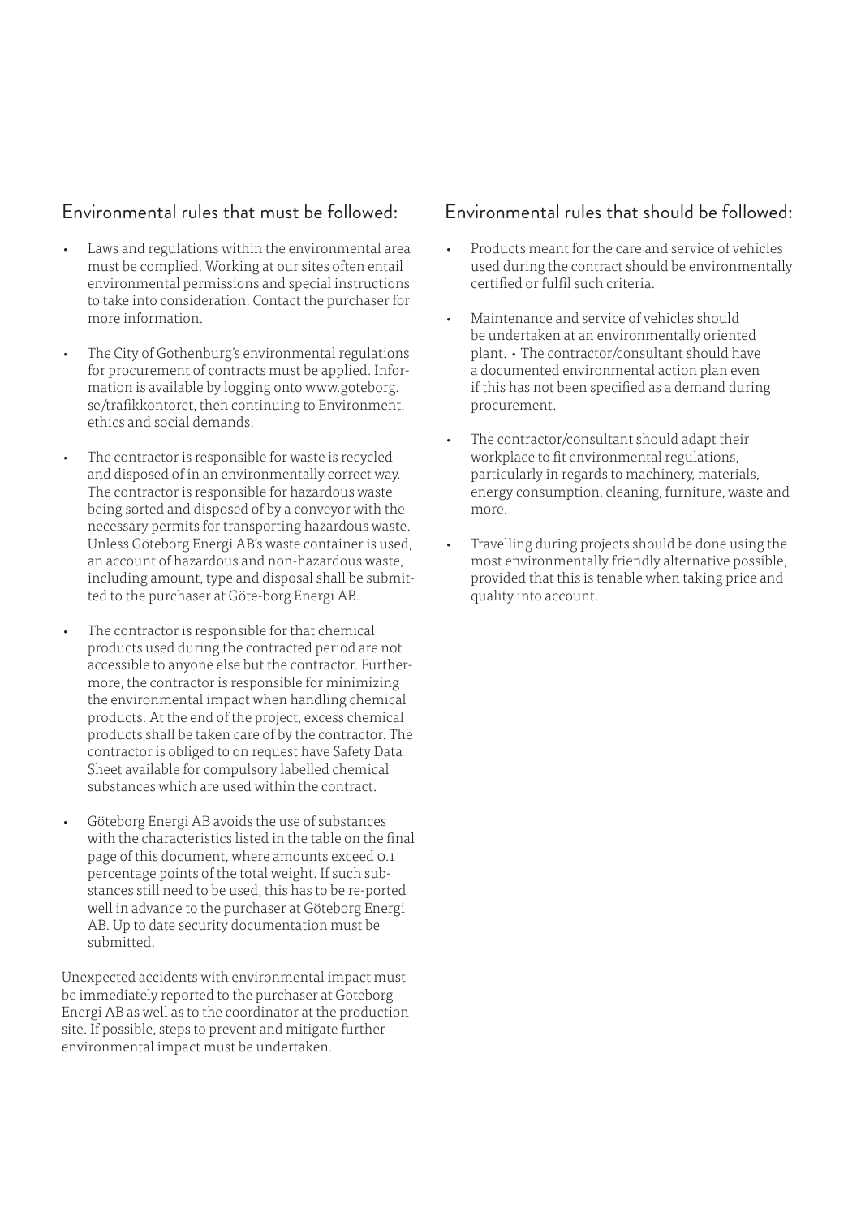## Environmental rules that must be followed:

- Laws and regulations within the environmental area must be complied. Working at our sites often entail environmental permissions and special instructions to take into consideration. Contact the purchaser for more information.

- The City of Gothenburg's environmental regulations for procurement of contracts must be applied. Information is available by logging onto www.goteborg.se/trafikkontoret, then continuing to Environment, ethics and social demands.

- The contractor is responsible for waste is recycled and disposed of in an environmentally correct way. The contractor is responsible for hazardous waste being sorted and disposed of by a conveyor with the necessary permits for transporting hazardous waste. Unless Göteborg Energi AB's waste container is used, an account of hazardous and non-hazardous waste, including amount, type and disposal shall be submitted to the purchaser at Göte-borg Energi AB.

- The contractor is responsible for that chemical products used during the contracted period are not accessible to anyone else but the contractor. Furthermore, the contractor is responsible for minimizing the environmental impact when handling chemical products. At the end of the project, excess chemical products shall be taken care of by the contractor. The contractor is obliged to on request have Safety Data Sheet available for compulsory labelled chemical substances which are used within the contract.

- Göteborg Energi AB avoids the use of substances with the characteristics listed in the table on the final page of this document, where amounts exceed 0.1 percentage points of the total weight. If such substances still need to be used, this has to be re-ported well in advance to the purchaser at Göteborg Energi AB. Up to date security documentation must be submitted.

Unexpected accidents with environmental impact must be immediately reported to the purchaser at Göteborg Energi AB as well as to the coordinator at the production site. If possible, steps to prevent and mitigate further environmental impact must be undertaken.

## Environmental rules that should be followed:

- Products meant for the care and service of vehicles used during the contract should be environmentally certified or fulfil such criteria.

- Maintenance and service of vehicles should be undertaken at an environmentally oriented plant. • The contractor/consultant should have a documented environmental action plan even if this has not been specified as a demand during procurement.

- The contractor/consultant should adapt their workplace to fit environmental regulations, particularly in regards to machinery, materials, energy consumption, cleaning, furniture, waste and more.

- Travelling during projects should be done using the most environmentally friendly alternative possible, provided that this is tenable when taking price and quality into account.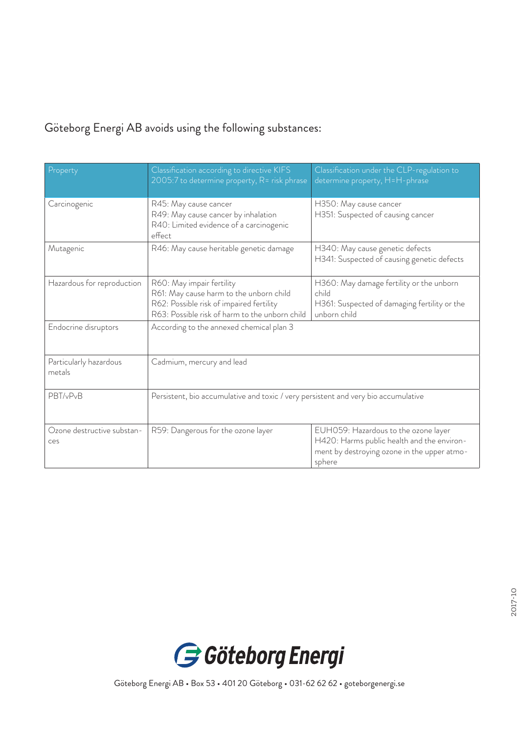Göteborg Energi AB avoids using the following substances:

| Property | Classification according to directive KIFS 2005:7 to determine property, R= risk phrase | Classification under the CLP-regulation to determine property, H=H-phrase |
|---|---|---|
| Carcinogenic | R45: May cause cancer<br>R49: May cause cancer by inhalation<br>R40: Limited evidence of a carcinogenic effect | H350: May cause cancer<br>H351: Suspected of causing cancer |
| Mutagenic | R46: May cause heritable genetic damage | H340: May cause genetic defects<br>H341: Suspected of causing genetic defects |
| Hazardous for reproduction | R60: May impair fertility<br>R61: May cause harm to the unborn child<br>R62: Possible risk of impaired fertility<br>R63: Possible risk of harm to the unborn child | H360: May damage fertility or the unborn child<br>H361: Suspected of damaging fertility or the unborn child |
| Endocrine disruptors | According to the annexed chemical plan 3 | |
| Particularly hazardous metals | Cadmium, mercury and lead | |
| PBT/vPvB | Persistent, bio accumulative and toxic / very persistent and very bio accumulative | |
| Ozone destructive substances | R59: Dangerous for the ozone layer | EUH059: Hazardous to the ozone layer<br>H420: Harms public health and the environment by destroying ozone in the upper atmosphere |

2017-10

Göteborg Energi

Göteborg Energi AB • Box 53 • 401 20 Göteborg • 031-62 62 62 • goteborgenergi.se